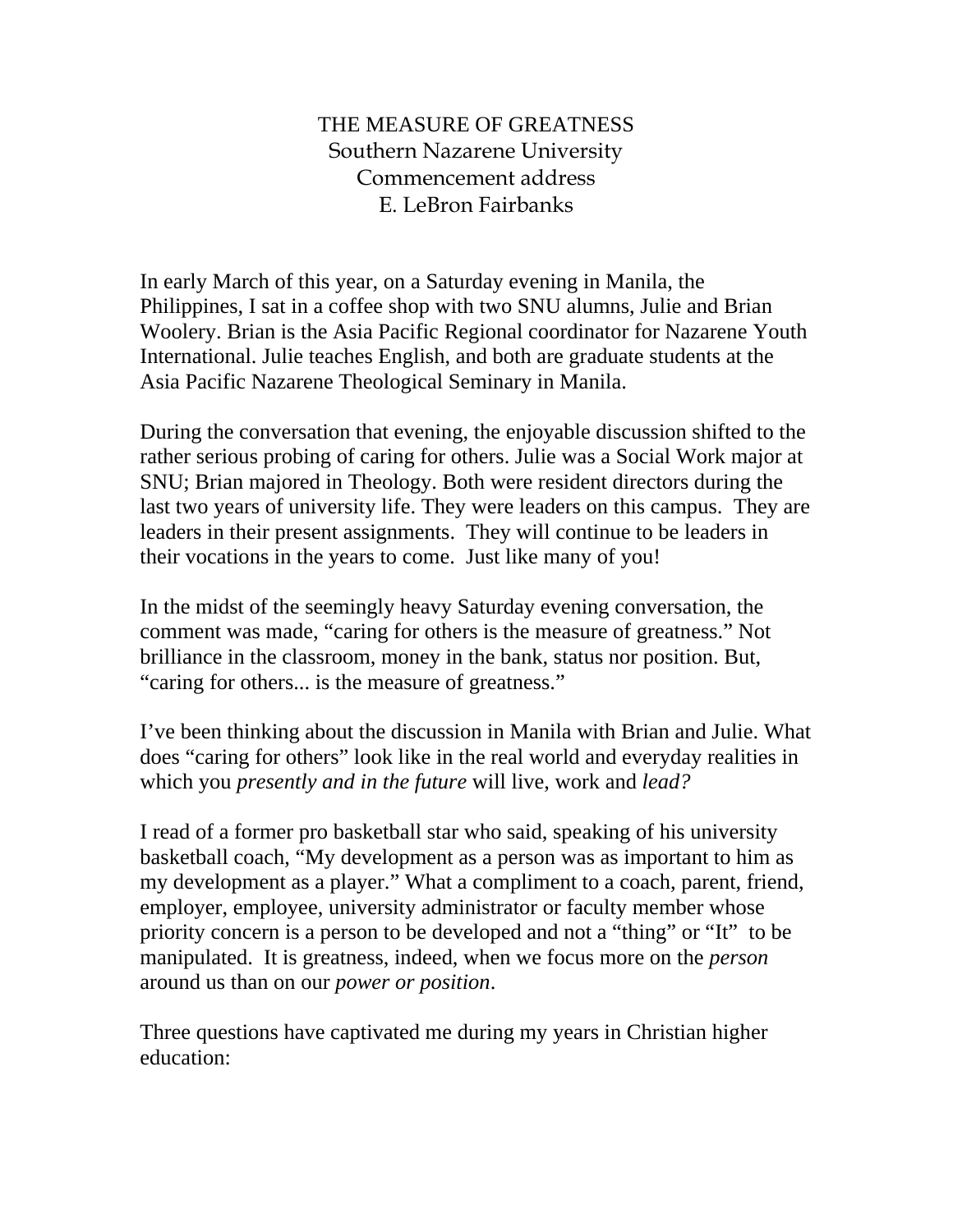# THE MEASURE OF GREATNESS

Southern Nazarene University
Commencement address
E. LeBron Fairbanks

In early March of this year, on a Saturday evening in Manila, the Philippines, I sat in a coffee shop with two SNU alumns, Julie and Brian Woolery. Brian is the Asia Pacific Regional coordinator for Nazarene Youth International. Julie teaches English, and both are graduate students at the Asia Pacific Nazarene Theological Seminary in Manila.

During the conversation that evening, the enjoyable discussion shifted to the rather serious probing of caring for others. Julie was a Social Work major at SNU; Brian majored in Theology. Both were resident directors during the last two years of university life. They were leaders on this campus. They are leaders in their present assignments. They will continue to be leaders in their vocations in the years to come. Just like many of you!

In the midst of the seemingly heavy Saturday evening conversation, the comment was made, “caring for others is the measure of greatness.” Not brilliance in the classroom, money in the bank, status nor position. But, “caring for others... is the measure of greatness.”

I’ve been thinking about the discussion in Manila with Brian and Julie. What does “caring for others” look like in the real world and everyday realities in which you *presently and in the future* will live, work and *lead?*

I read of a former pro basketball star who said, speaking of his university basketball coach, “My development as a person was as important to him as my development as a player.” What a compliment to a coach, parent, friend, employer, employee, university administrator or faculty member whose priority concern is a person to be developed and not a “thing” or “It” to be manipulated. It is greatness, indeed, when we focus more on the *person* around us than on our *power or position*.

Three questions have captivated me during my years in Christian higher education: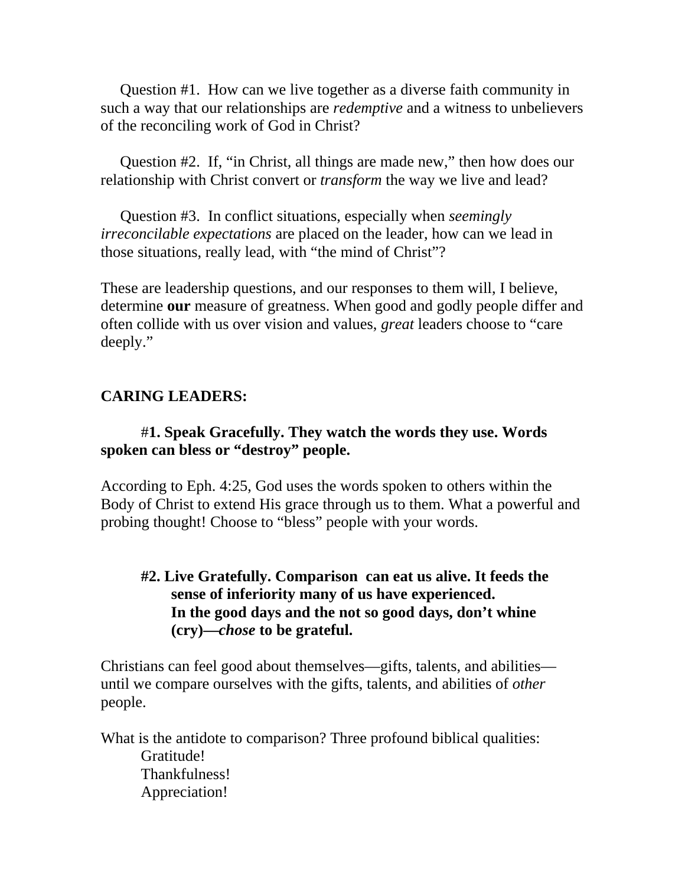Question #1. How can we live together as a diverse faith community in such a way that our relationships are *redemptive* and a witness to unbelievers of the reconciling work of God in Christ?

Question #2. If, "in Christ, all things are made new," then how does our relationship with Christ convert or *transform* the way we live and lead?

Question #3. In conflict situations, especially when *seemingly irreconcilable expectations* are placed on the leader, how can we lead in those situations, really lead, with "the mind of Christ"?

These are leadership questions, and our responses to them will, I believe, determine **our** measure of greatness. When good and godly people differ and often collide with us over vision and values, *great* leaders choose to "care deeply."

**CARING LEADERS:**

**#1. Speak Gracefully. They watch the words they use. Words spoken can bless or "destroy" people.**

According to Eph. 4:25, God uses the words spoken to others within the Body of Christ to extend His grace through us to them. What a powerful and probing thought! Choose to "bless" people with your words.

**#2. Live Gratefully. Comparison can eat us alive. It feeds the sense of inferiority many of us have experienced. In the good days and the not so good days, don't whine (cry)—*chose* to be grateful.**

Christians can feel good about themselves—gifts, talents, and abilities—until we compare ourselves with the gifts, talents, and abilities of *other* people.

What is the antidote to comparison? Three profound biblical qualities:

Gratitude!
Thankfulness!
Appreciation!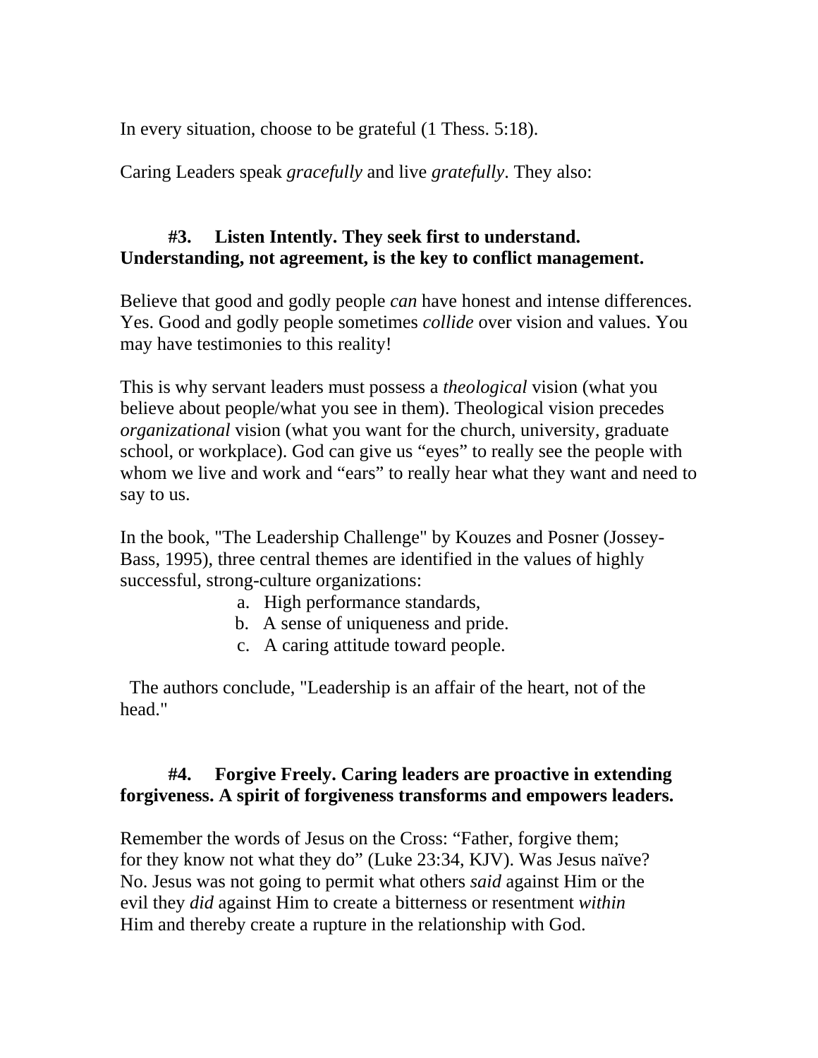In every situation, choose to be grateful (1 Thess. 5:18).

Caring Leaders speak *gracefully* and live *gratefully*. They also:

**#3. Listen Intently. They seek first to understand. Understanding, not agreement, is the key to conflict management.**

Believe that good and godly people *can* have honest and intense differences. Yes. Good and godly people sometimes *collide* over vision and values. You may have testimonies to this reality!

This is why servant leaders must possess a *theological* vision (what you believe about people/what you see in them). Theological vision precedes *organizational* vision (what you want for the church, university, graduate school, or workplace). God can give us “eyes” to really see the people with whom we live and work and “ears” to really hear what they want and need to say to us.

In the book, "The Leadership Challenge" by Kouzes and Posner (Jossey-Bass, 1995), three central themes are identified in the values of highly successful, strong-culture organizations:

a. High performance standards,
b. A sense of uniqueness and pride.
c. A caring attitude toward people.

The authors conclude, "Leadership is an affair of the heart, not of the head."

**#4. Forgive Freely. Caring leaders are proactive in extending forgiveness. A spirit of forgiveness transforms and empowers leaders.**

Remember the words of Jesus on the Cross: “Father, forgive them; for they know not what they do” (Luke 23:34, KJV). Was Jesus naïve? No. Jesus was not going to permit what others *said* against Him or the evil they *did* against Him to create a bitterness or resentment *within* Him and thereby create a rupture in the relationship with God.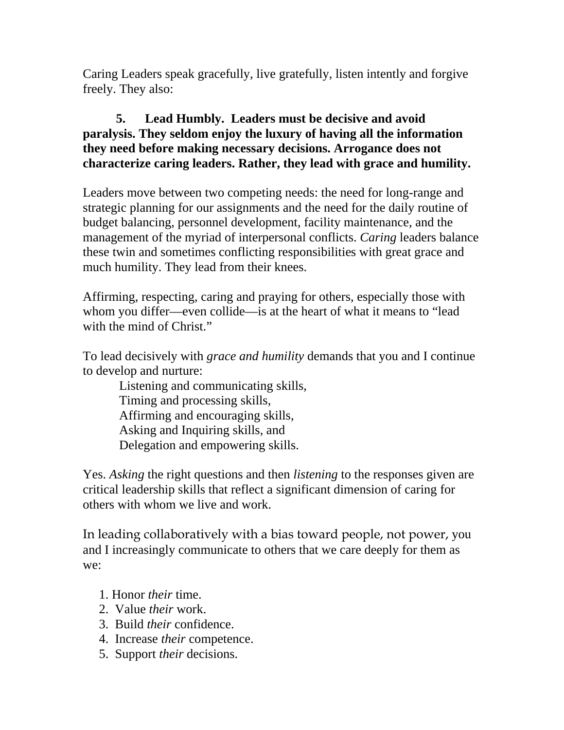Caring Leaders speak gracefully, live gratefully, listen intently and forgive freely. They also:

**5. Lead Humbly. Leaders must be decisive and avoid paralysis. They seldom enjoy the luxury of having all the information they need before making necessary decisions. Arrogance does not characterize caring leaders. Rather, they lead with grace and humility.**

Leaders move between two competing needs: the need for long-range and strategic planning for our assignments and the need for the daily routine of budget balancing, personnel development, facility maintenance, and the management of the myriad of interpersonal conflicts. *Caring* leaders balance these twin and sometimes conflicting responsibilities with great grace and much humility. They lead from their knees.

Affirming, respecting, caring and praying for others, especially those with whom you differ—even collide—is at the heart of what it means to "lead with the mind of Christ."

To lead decisively with *grace and humility* demands that you and I continue to develop and nurture:

Listening and communicating skills,
Timing and processing skills,
Affirming and encouraging skills,
Asking and Inquiring skills, and
Delegation and empowering skills.

Yes. *Asking* the right questions and then *listening* to the responses given are critical leadership skills that reflect a significant dimension of caring for others with whom we live and work.

In leading collaboratively with a bias toward people, not power, you and I increasingly communicate to others that we care deeply for them as we:

1. Honor *their* time.
2. Value *their* work.
3. Build *their* confidence.
4. Increase *their* competence.
5. Support *their* decisions.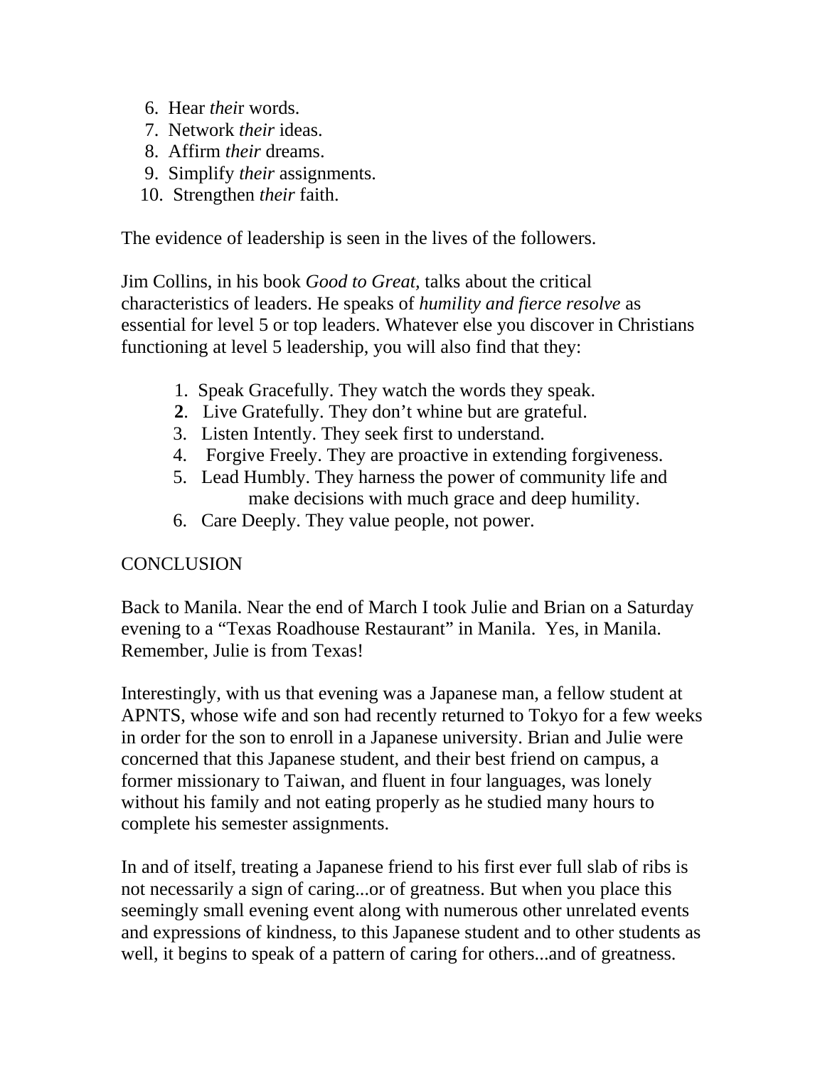6. Hear *their* words.
7. Network *their* ideas.
8. Affirm *their* dreams.
9. Simplify *their* assignments.
10. Strengthen *their* faith.

The evidence of leadership is seen in the lives of the followers.

Jim Collins, in his book *Good to Great,* talks about the critical characteristics of leaders. He speaks of *humility and fierce resolve* as essential for level 5 or top leaders. Whatever else you discover in Christians functioning at level 5 leadership, you will also find that they:

1. Speak Gracefully. They watch the words they speak.
2. Live Gratefully. They don't whine but are grateful.
3. Listen Intently. They seek first to understand.
4. Forgive Freely. They are proactive in extending forgiveness.
5. Lead Humbly. They harness the power of community life and make decisions with much grace and deep humility.
6. Care Deeply. They value people, not power.

CONCLUSION

Back to Manila. Near the end of March I took Julie and Brian on a Saturday evening to a "Texas Roadhouse Restaurant" in Manila. Yes, in Manila. Remember, Julie is from Texas!

Interestingly, with us that evening was a Japanese man, a fellow student at APNTS, whose wife and son had recently returned to Tokyo for a few weeks in order for the son to enroll in a Japanese university. Brian and Julie were concerned that this Japanese student, and their best friend on campus, a former missionary to Taiwan, and fluent in four languages, was lonely without his family and not eating properly as he studied many hours to complete his semester assignments.

In and of itself, treating a Japanese friend to his first ever full slab of ribs is not necessarily a sign of caring...or of greatness. But when you place this seemingly small evening event along with numerous other unrelated events and expressions of kindness, to this Japanese student and to other students as well, it begins to speak of a pattern of caring for others...and of greatness.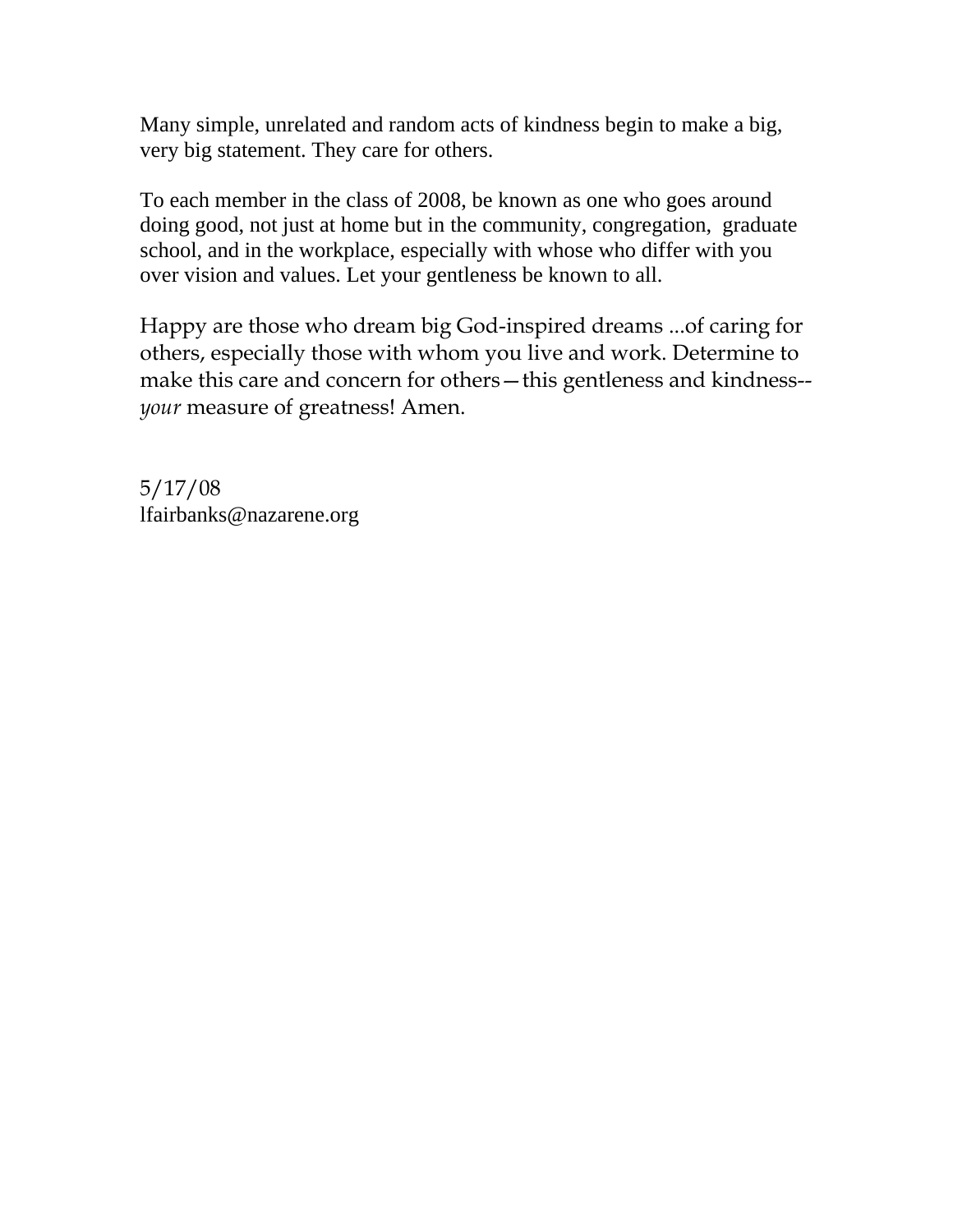Many simple, unrelated and random acts of kindness begin to make a big, very big statement. They care for others.

To each member in the class of 2008, be known as one who goes around doing good, not just at home but in the community, congregation, graduate school, and in the workplace, especially with whose who differ with you over vision and values. Let your gentleness be known to all.

Happy are those who dream big God-inspired dreams ...of caring for others, especially those with whom you live and work. Determine to make this care and concern for others—this gentleness and kindness--*your* measure of greatness! Amen.

5/17/08
lfairbanks@nazarene.org